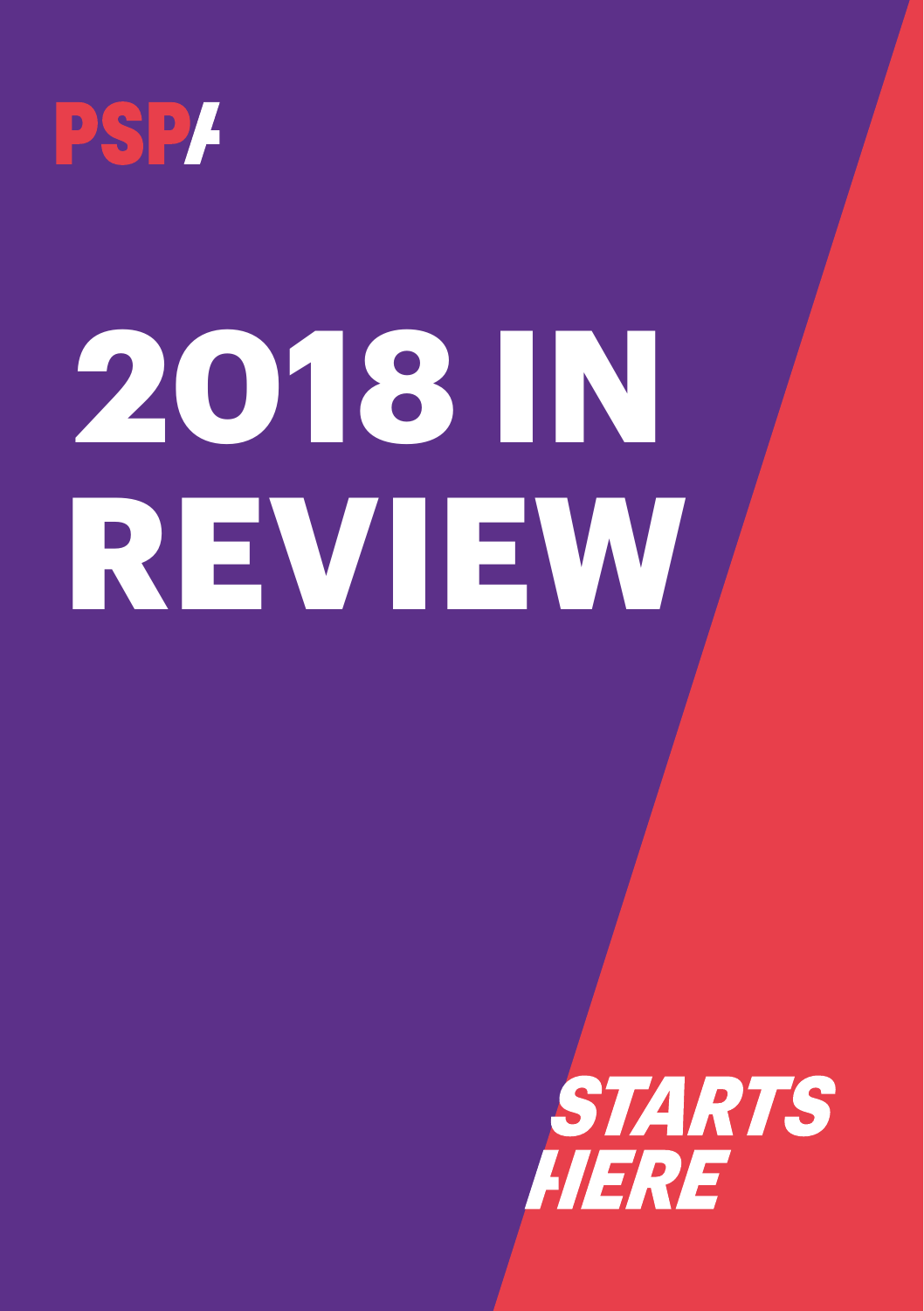PSP/

# 2018 IN REVIEW

*STARTS HERE*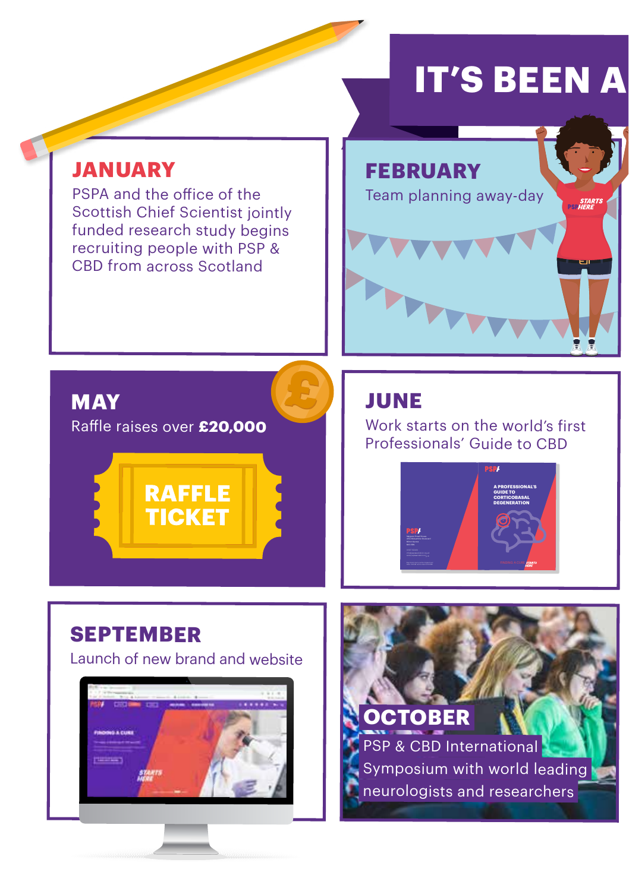# IT'S BEEN A

## JANUARY

PSPA and the office of the Scottish Chief Scientist jointly funded research study begins recruiting people with PSP & CBD from across Scotland

## FEBRUARY

Team planning away-day

## MAY

Raffle raises over **£20,000**

RAFFLE TICKET

## JUNE

Work starts on the world's first Professionals' Guide to CBD

## SEPTEMBER

Launch of new brand and website

## OCTOBER

PSP & CBD International Symposium with world leading neurologists and researchers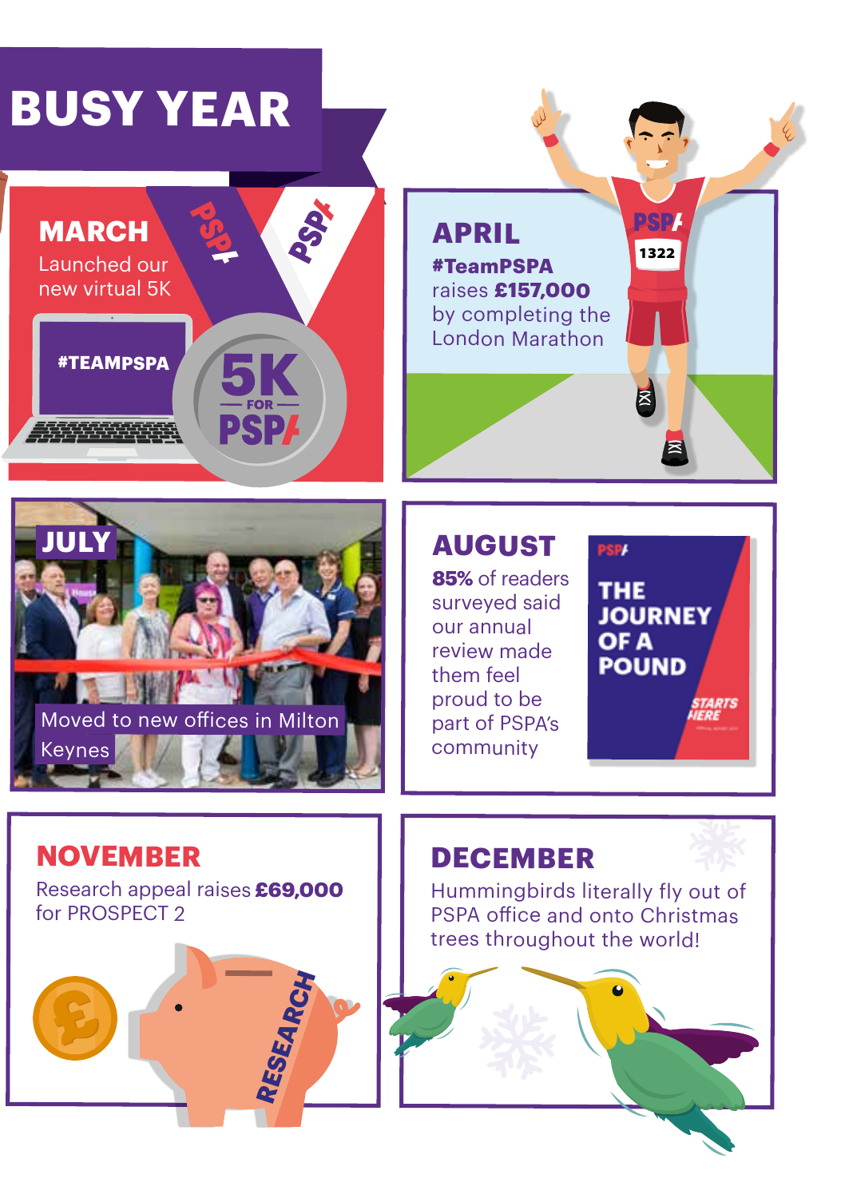# BUSY YEAR

## MARCH

Launched our new virtual 5K

#TEAMPSPA

5K FOR PSPA

## APRIL

**#TeamPSPA** raises **£157,000** by completing the London Marathon

## JULY

Moved to new offices in Milton Keynes

## AUGUST

**85%** of readers surveyed said our annual review made them feel proud to be part of PSPA's community

THE JOURNEY OF A POUND

STARTS HERE

## NOVEMBER

Research appeal raises **£69,000** for PROSPECT 2

RESEARCH

## DECEMBER

Hummingbirds literally fly out of PSPA office and onto Christmas trees throughout the world!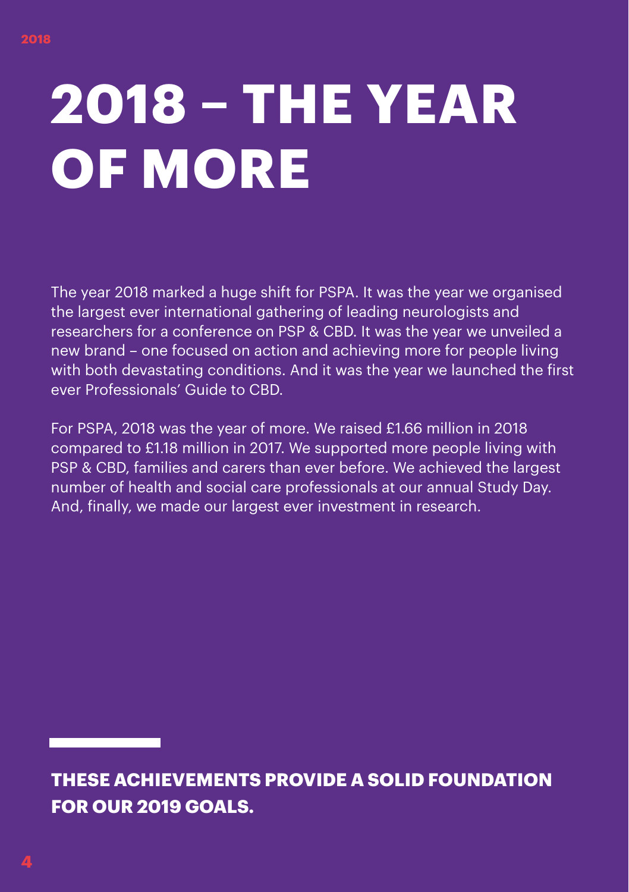# 2018 – THE YEAR OF MORE

The year 2018 marked a huge shift for PSPA. It was the year we organised the largest ever international gathering of leading neurologists and researchers for a conference on PSP & CBD. It was the year we unveiled a new brand – one focused on action and achieving more for people living with both devastating conditions. And it was the year we launched the first ever Professionals' Guide to CBD.

For PSPA, 2018 was the year of more. We raised £1.66 million in 2018 compared to £1.18 million in 2017. We supported more people living with PSP & CBD, families and carers than ever before. We achieved the largest number of health and social care professionals at our annual Study Day. And, finally, we made our largest ever investment in research.

**THESE ACHIEVEMENTS PROVIDE A SOLID FOUNDATION FOR OUR 2019 GOALS.**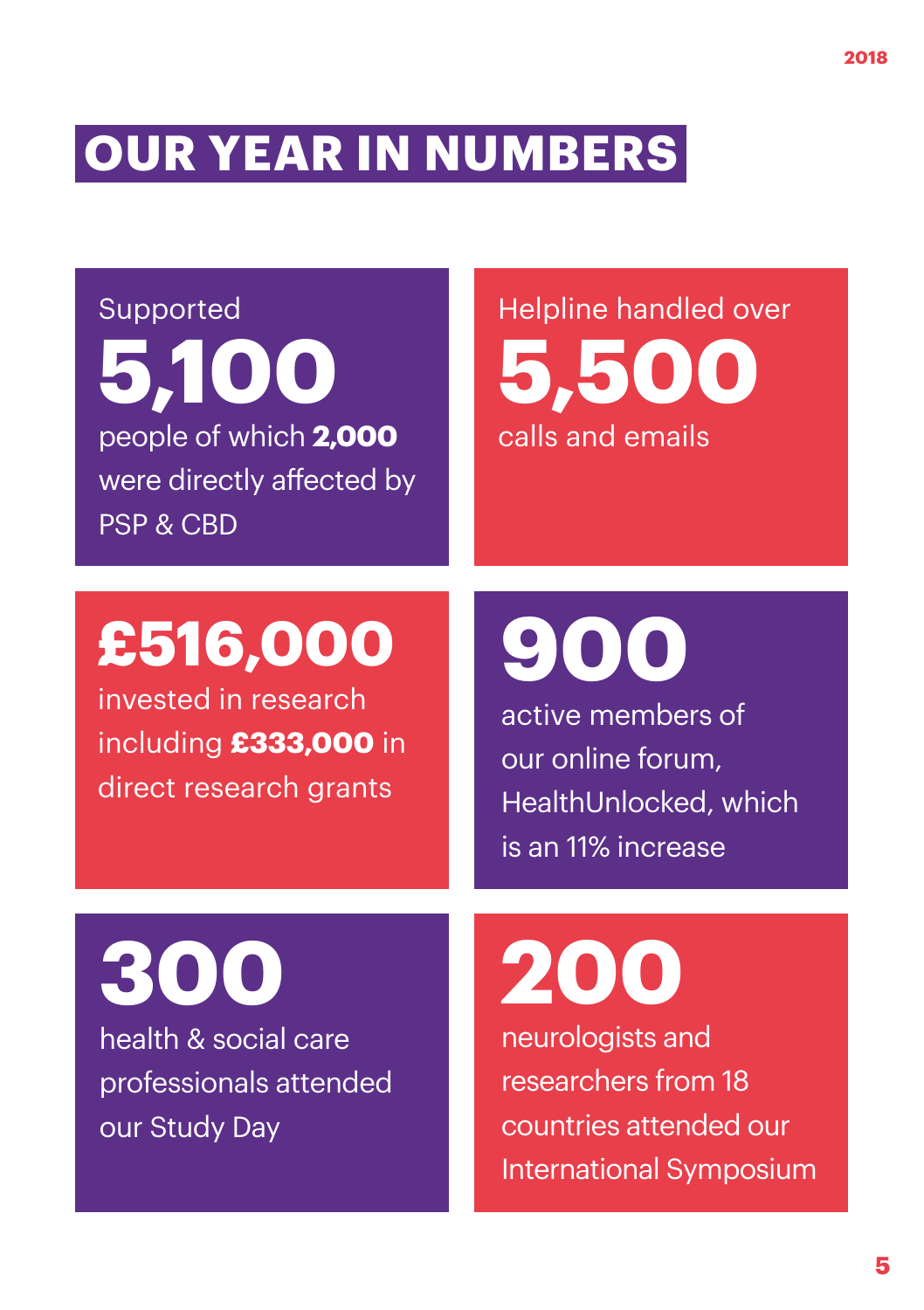# OUR YEAR IN NUMBERS

Supported **5,100** people of which **2,000** were directly affected by PSP & CBD

Helpline handled over **5,500** calls and emails

**£516,000** invested in research including **£333,000** in direct research grants

**900** active members of our online forum, HealthUnlocked, which is an 11% increase

**300** health & social care professionals attended our Study Day

**200** neurologists and researchers from 18 countries attended our International Symposium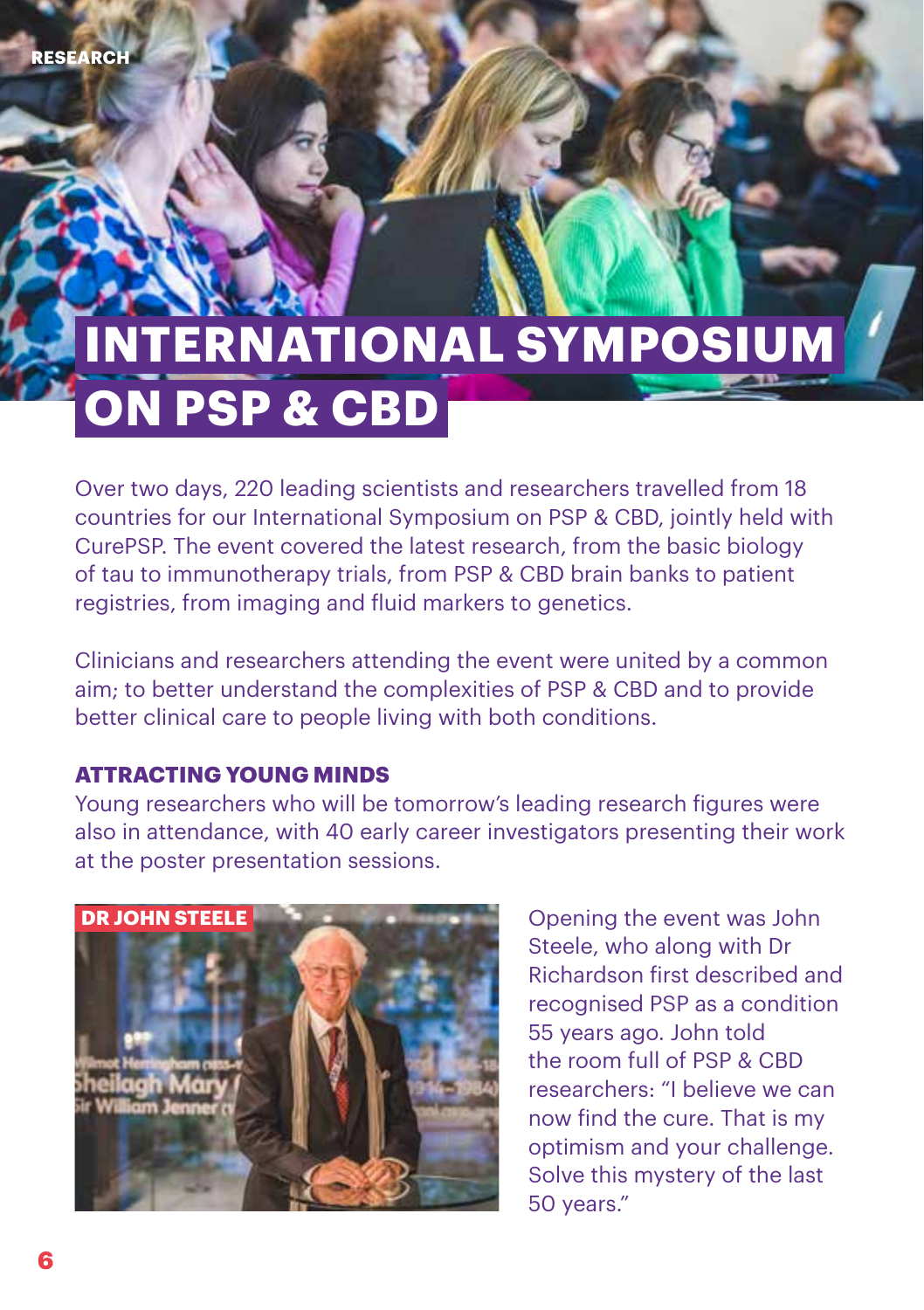# INTERNATIONAL SYMPOSIUM ON PSP & CBD

Over two days, 220 leading scientists and researchers travelled from 18 countries for our International Symposium on PSP & CBD, jointly held with CurePSP. The event covered the latest research, from the basic biology of tau to immunotherapy trials, from PSP & CBD brain banks to patient registries, from imaging and fluid markers to genetics.

Clinicians and researchers attending the event were united by a common aim; to better understand the complexities of PSP & CBD and to provide better clinical care to people living with both conditions.

### ATTRACTING YOUNG MINDS

Young researchers who will be tomorrow's leading research figures were also in attendance, with 40 early career investigators presenting their work at the poster presentation sessions.

DR JOHN STEELE

Opening the event was John Steele, who along with Dr Richardson first described and recognised PSP as a condition 55 years ago. John told the room full of PSP & CBD researchers: "I believe we can now find the cure. That is my optimism and your challenge. Solve this mystery of the last 50 years."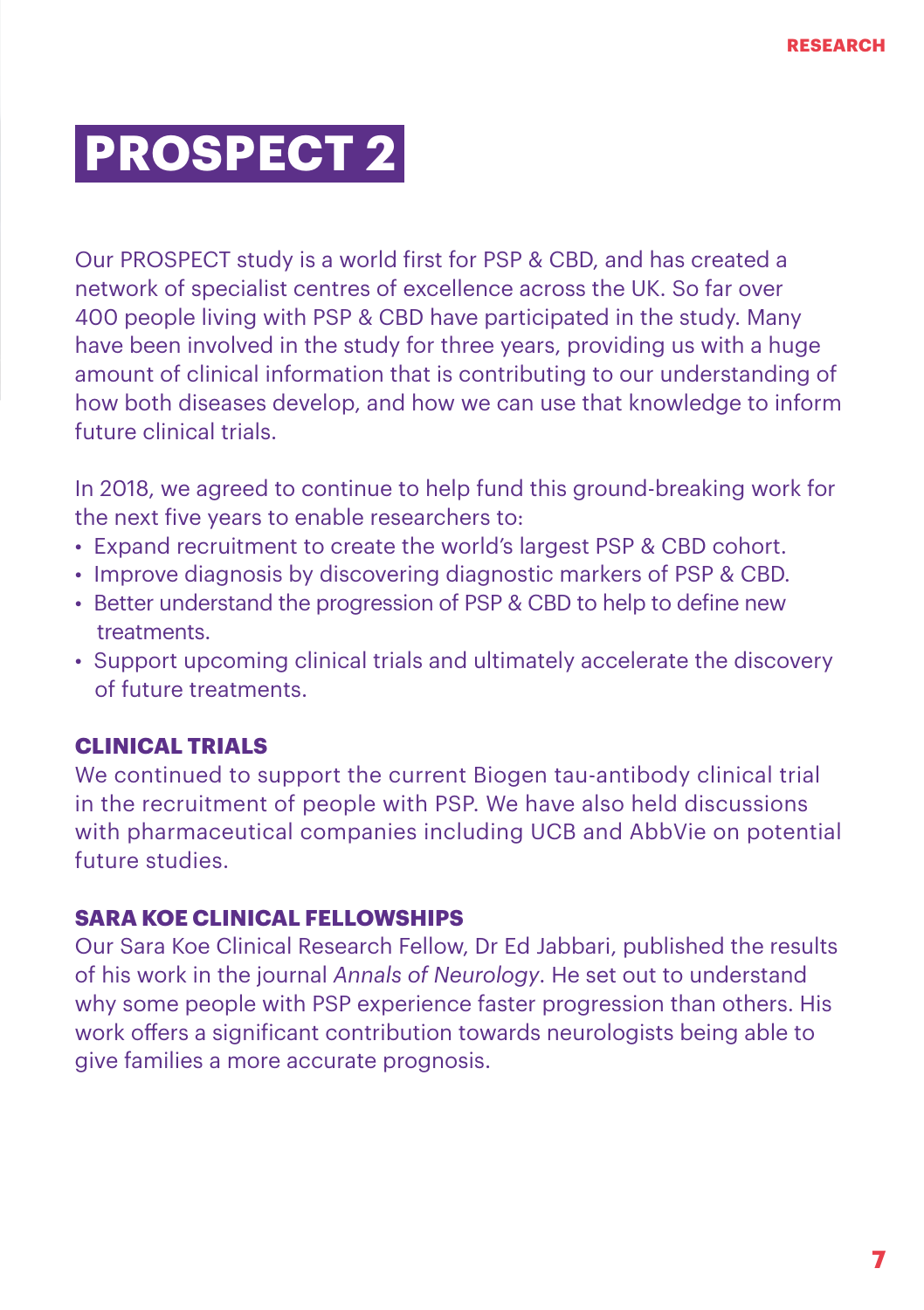# PROSPECT 2

Our PROSPECT study is a world first for PSP & CBD, and has created a network of specialist centres of excellence across the UK. So far over 400 people living with PSP & CBD have participated in the study. Many have been involved in the study for three years, providing us with a huge amount of clinical information that is contributing to our understanding of how both diseases develop, and how we can use that knowledge to inform future clinical trials.

In 2018, we agreed to continue to help fund this ground-breaking work for the next five years to enable researchers to:

- Expand recruitment to create the world's largest PSP & CBD cohort.
- Improve diagnosis by discovering diagnostic markers of PSP & CBD.
- Better understand the progression of PSP & CBD to help to define new treatments.
- Support upcoming clinical trials and ultimately accelerate the discovery of future treatments.

### CLINICAL TRIALS

We continued to support the current Biogen tau-antibody clinical trial in the recruitment of people with PSP. We have also held discussions with pharmaceutical companies including UCB and AbbVie on potential future studies.

### SARA KOE CLINICAL FELLOWSHIPS

Our Sara Koe Clinical Research Fellow, Dr Ed Jabbari, published the results of his work in the journal *Annals of Neurology*. He set out to understand why some people with PSP experience faster progression than others. His work offers a significant contribution towards neurologists being able to give families a more accurate prognosis.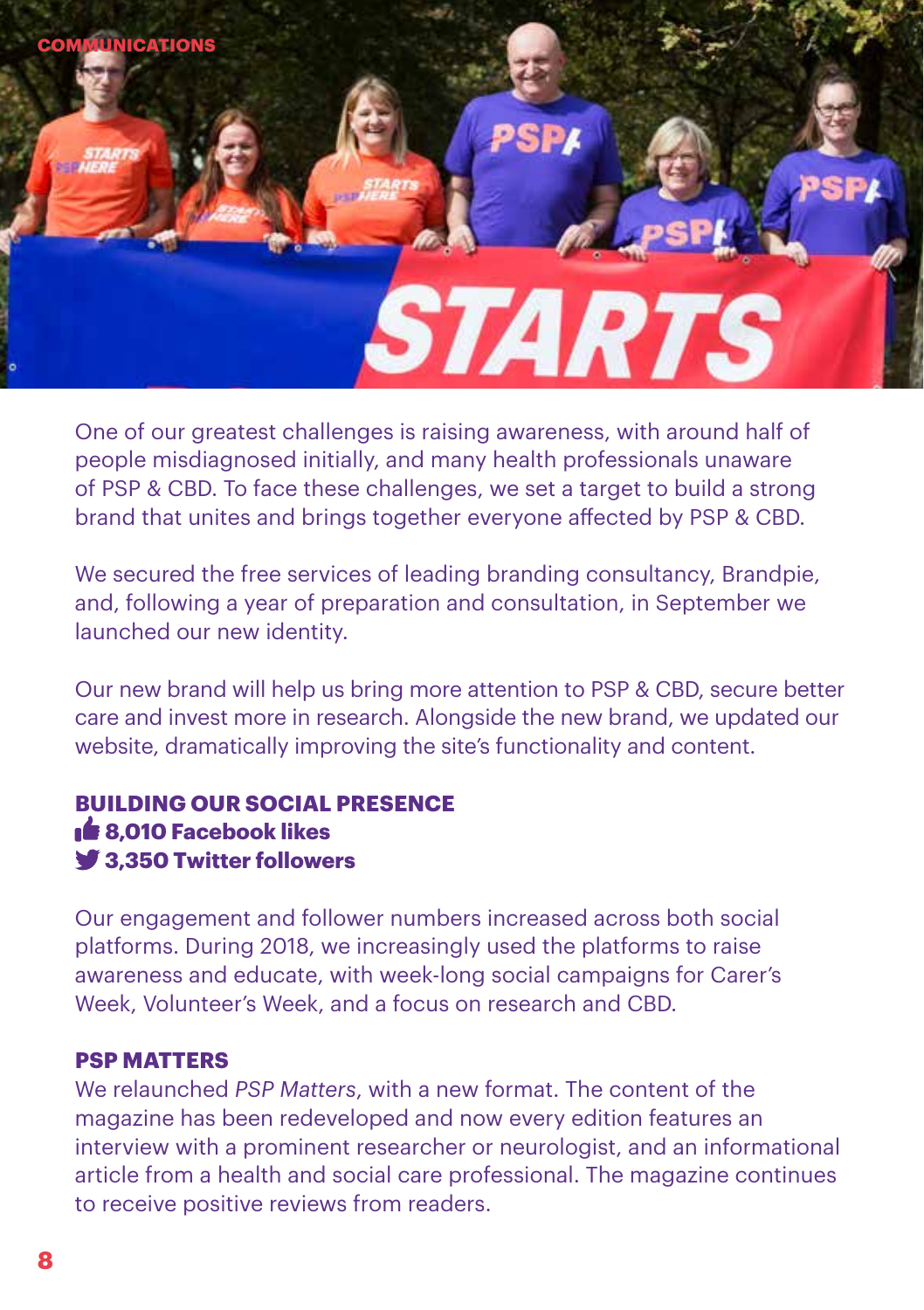## COMMUNICATIONS

One of our greatest challenges is raising awareness, with around half of people misdiagnosed initially, and many health professionals unaware of PSP & CBD. To face these challenges, we set a target to build a strong brand that unites and brings together everyone affected by PSP & CBD.

We secured the free services of leading branding consultancy, Brandpie, and, following a year of preparation and consultation, in September we launched our new identity.

Our new brand will help us bring more attention to PSP & CBD, secure better care and invest more in research. Alongside the new brand, we updated our website, dramatically improving the site's functionality and content.

### BUILDING OUR SOCIAL PRESENCE

**8,010 Facebook likes**
**3,350 Twitter followers**

Our engagement and follower numbers increased across both social platforms. During 2018, we increasingly used the platforms to raise awareness and educate, with week-long social campaigns for Carer's Week, Volunteer's Week, and a focus on research and CBD.

### PSP MATTERS

We relaunched *PSP Matters*, with a new format. The content of the magazine has been redeveloped and now every edition features an interview with a prominent researcher or neurologist, and an informational article from a health and social care professional. The magazine continues to receive positive reviews from readers.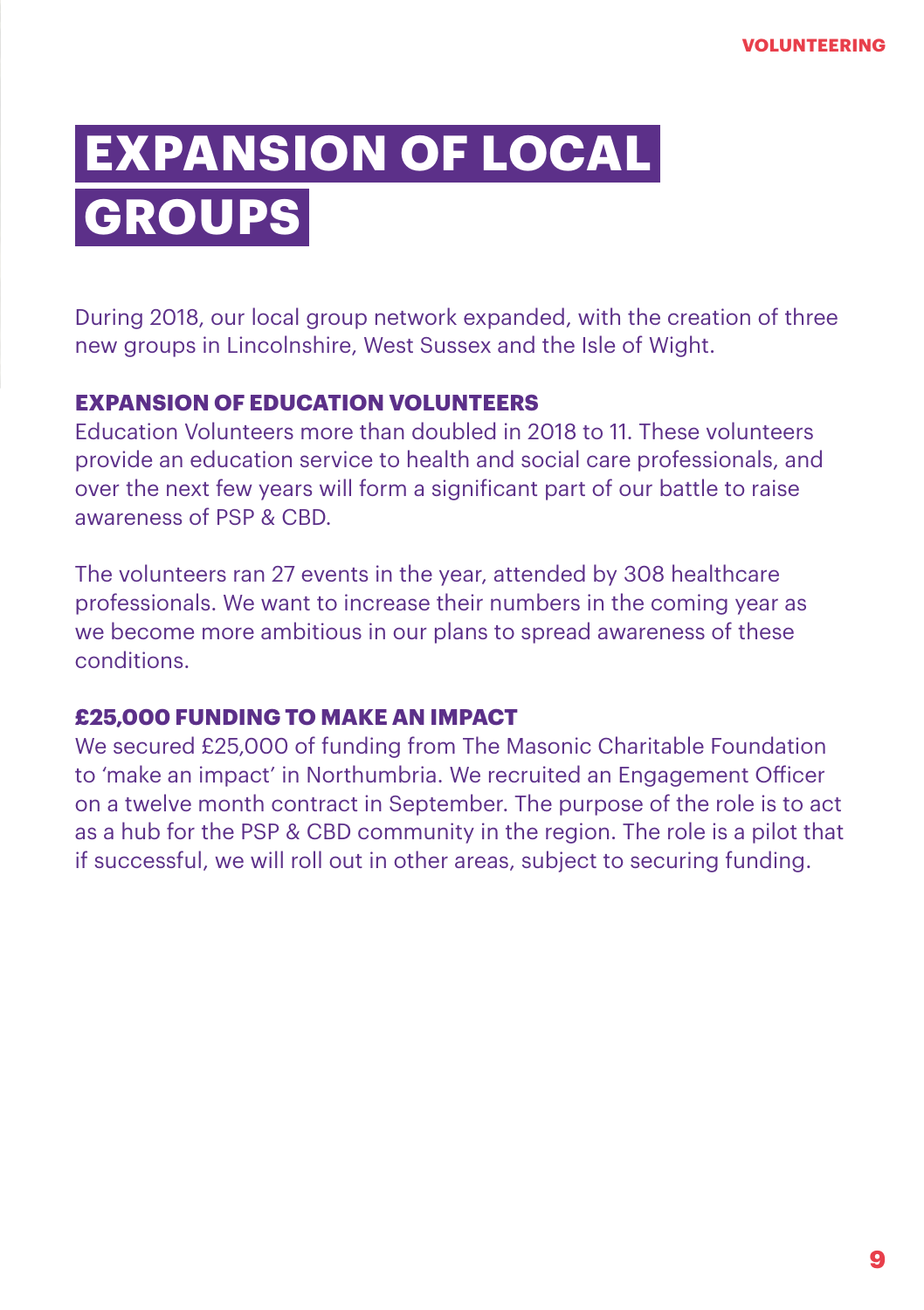# EXPANSION OF LOCAL GROUPS

During 2018, our local group network expanded, with the creation of three new groups in Lincolnshire, West Sussex and the Isle of Wight.

### EXPANSION OF EDUCATION VOLUNTEERS

Education Volunteers more than doubled in 2018 to 11. These volunteers provide an education service to health and social care professionals, and over the next few years will form a significant part of our battle to raise awareness of PSP & CBD.

The volunteers ran 27 events in the year, attended by 308 healthcare professionals. We want to increase their numbers in the coming year as we become more ambitious in our plans to spread awareness of these conditions.

### £25,000 FUNDING TO MAKE AN IMPACT

We secured £25,000 of funding from The Masonic Charitable Foundation to 'make an impact' in Northumbria. We recruited an Engagement Officer on a twelve month contract in September. The purpose of the role is to act as a hub for the PSP & CBD community in the region. The role is a pilot that if successful, we will roll out in other areas, subject to securing funding.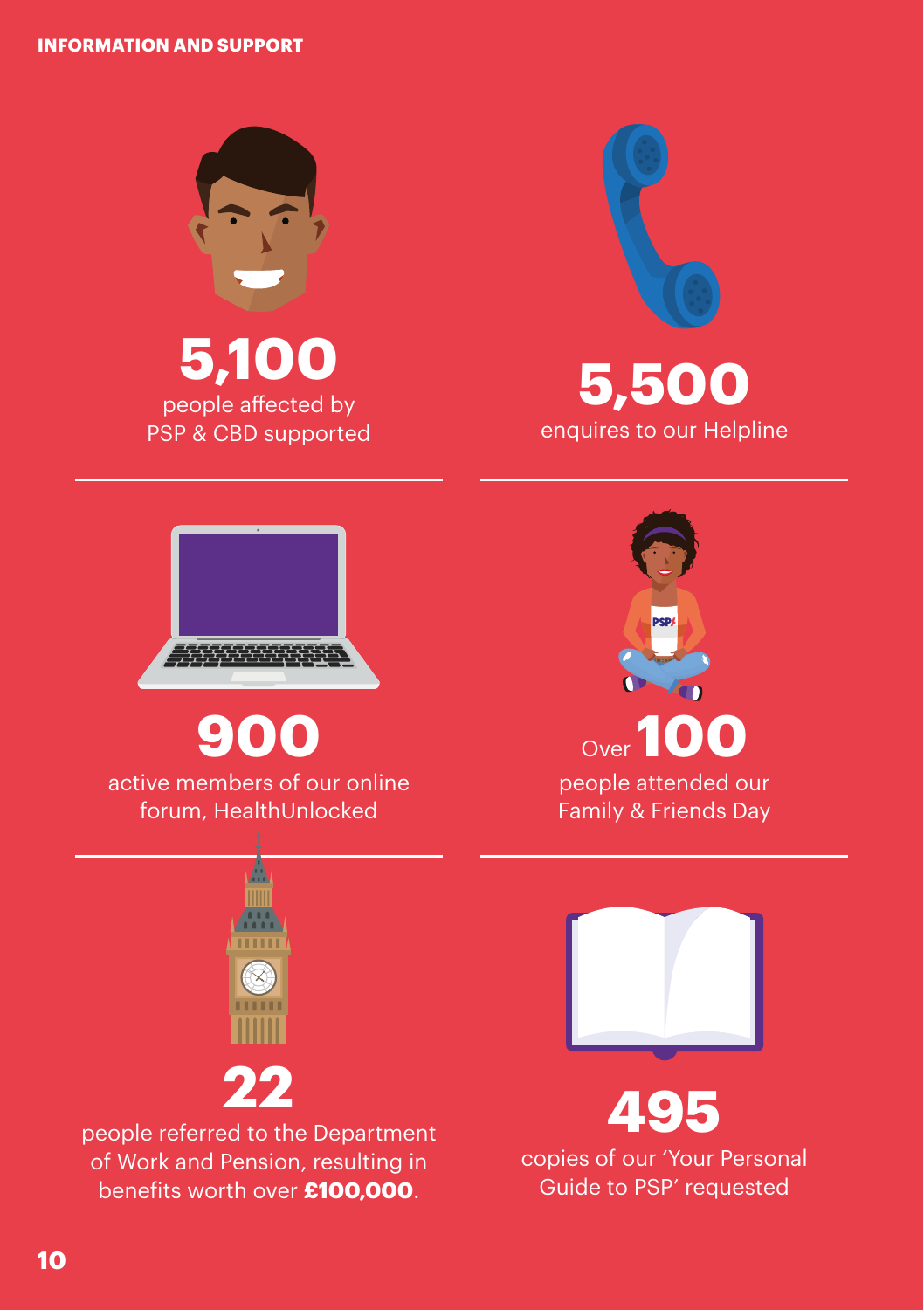INFORMATION AND SUPPORT

**5,100**
people affected by PSP & CBD supported

**5,500**
enquires to our Helpline

**900**
active members of our online forum, HealthUnlocked

Over **100**
people attended our Family & Friends Day

**22**
people referred to the Department of Work and Pension, resulting in benefits worth over **£100,000**.

**495**
copies of our 'Your Personal Guide to PSP' requested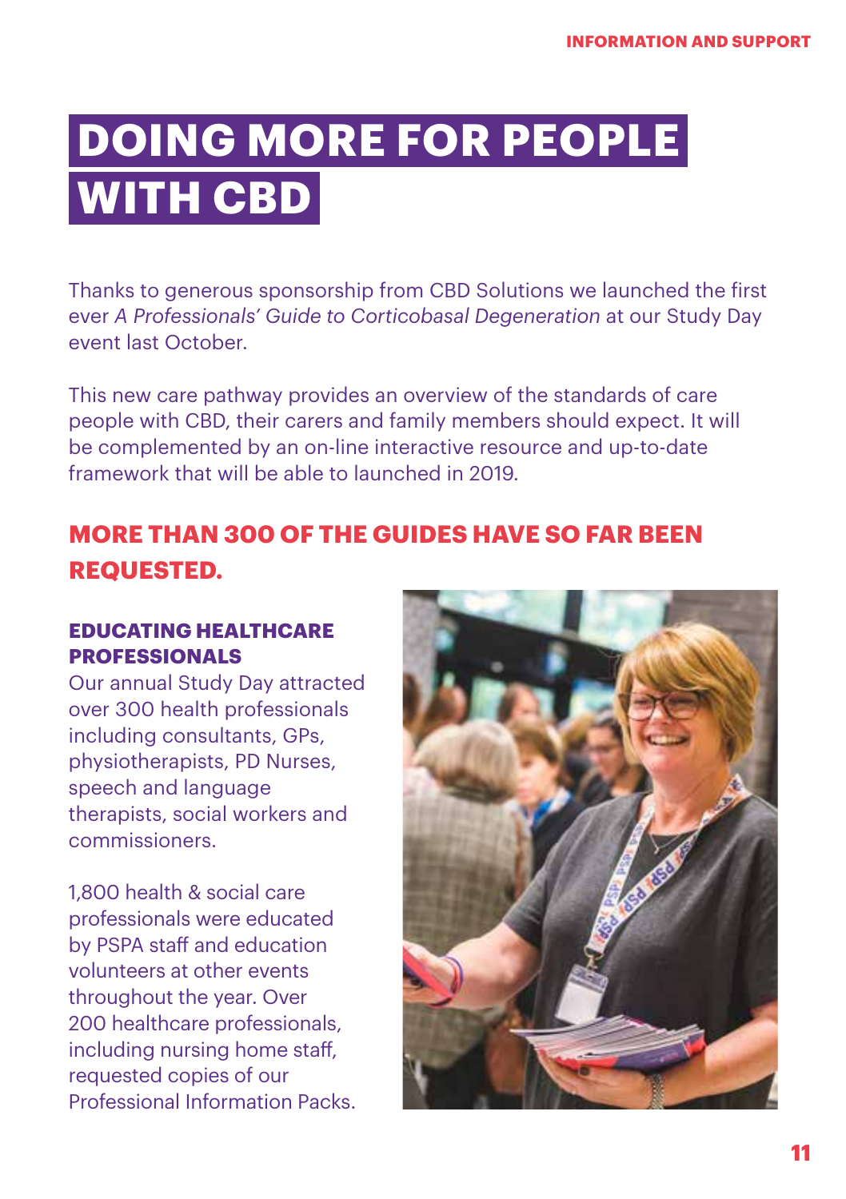# DOING MORE FOR PEOPLE WITH CBD

Thanks to generous sponsorship from CBD Solutions we launched the first ever *A Professionals' Guide to Corticobasal Degeneration* at our Study Day event last October.

This new care pathway provides an overview of the standards of care people with CBD, their carers and family members should expect. It will be complemented by an on-line interactive resource and up-to-date framework that will be able to launched in 2019.

## MORE THAN 300 OF THE GUIDES HAVE SO FAR BEEN REQUESTED.

### EDUCATING HEALTHCARE PROFESSIONALS

Our annual Study Day attracted over 300 health professionals including consultants, GPs, physiotherapists, PD Nurses, speech and language therapists, social workers and commissioners.

1,800 health & social care professionals were educated by PSPA staff and education volunteers at other events throughout the year. Over 200 healthcare professionals, including nursing home staff, requested copies of our Professional Information Packs.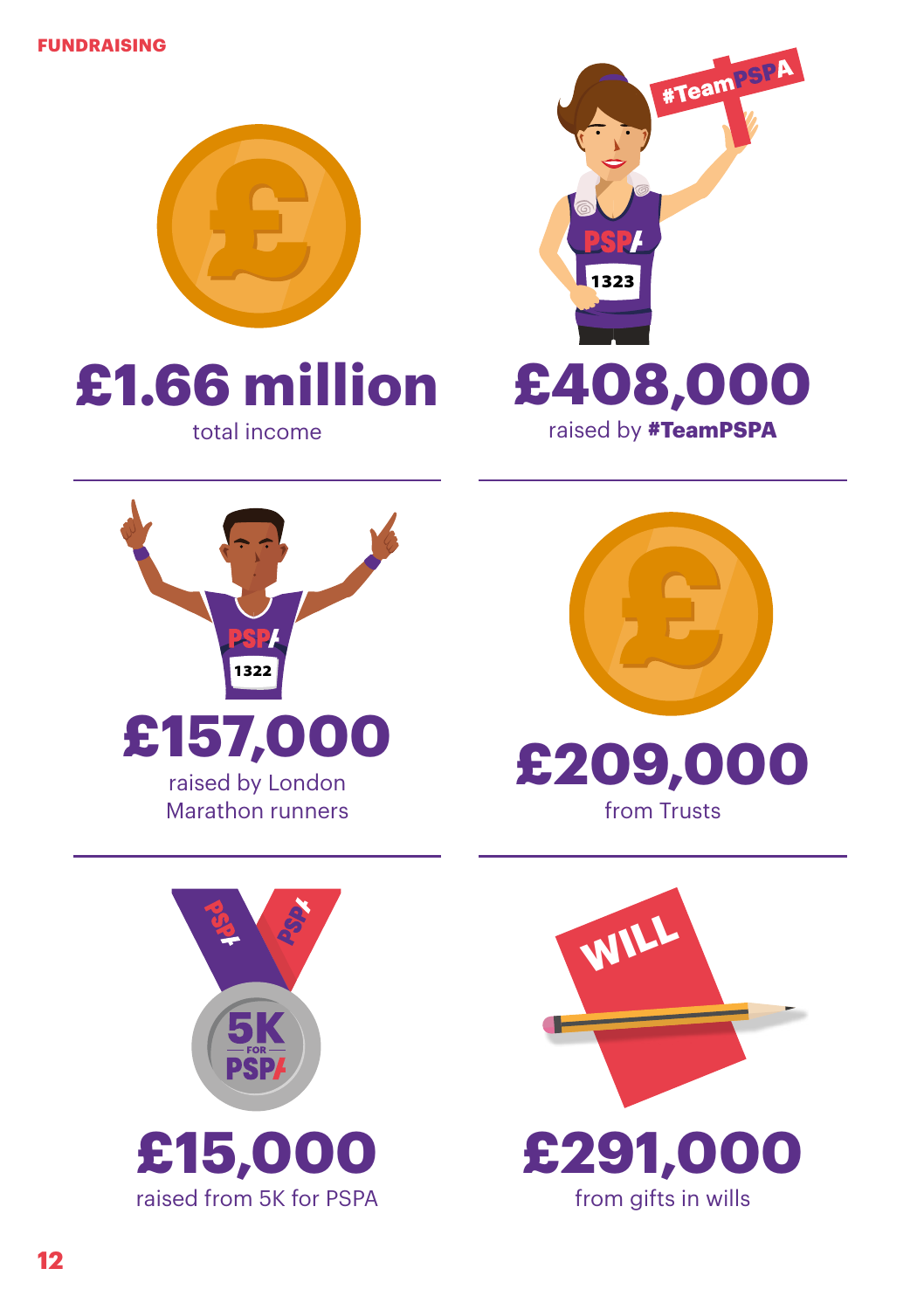FUNDRAISING

**£1.66 million**
total income

**£408,000**
raised by **#TeamPSPA**

**£157,000**
raised by London Marathon runners

**£209,000**
from Trusts

**£15,000**
raised from 5K for PSPA

**£291,000**
from gifts in wills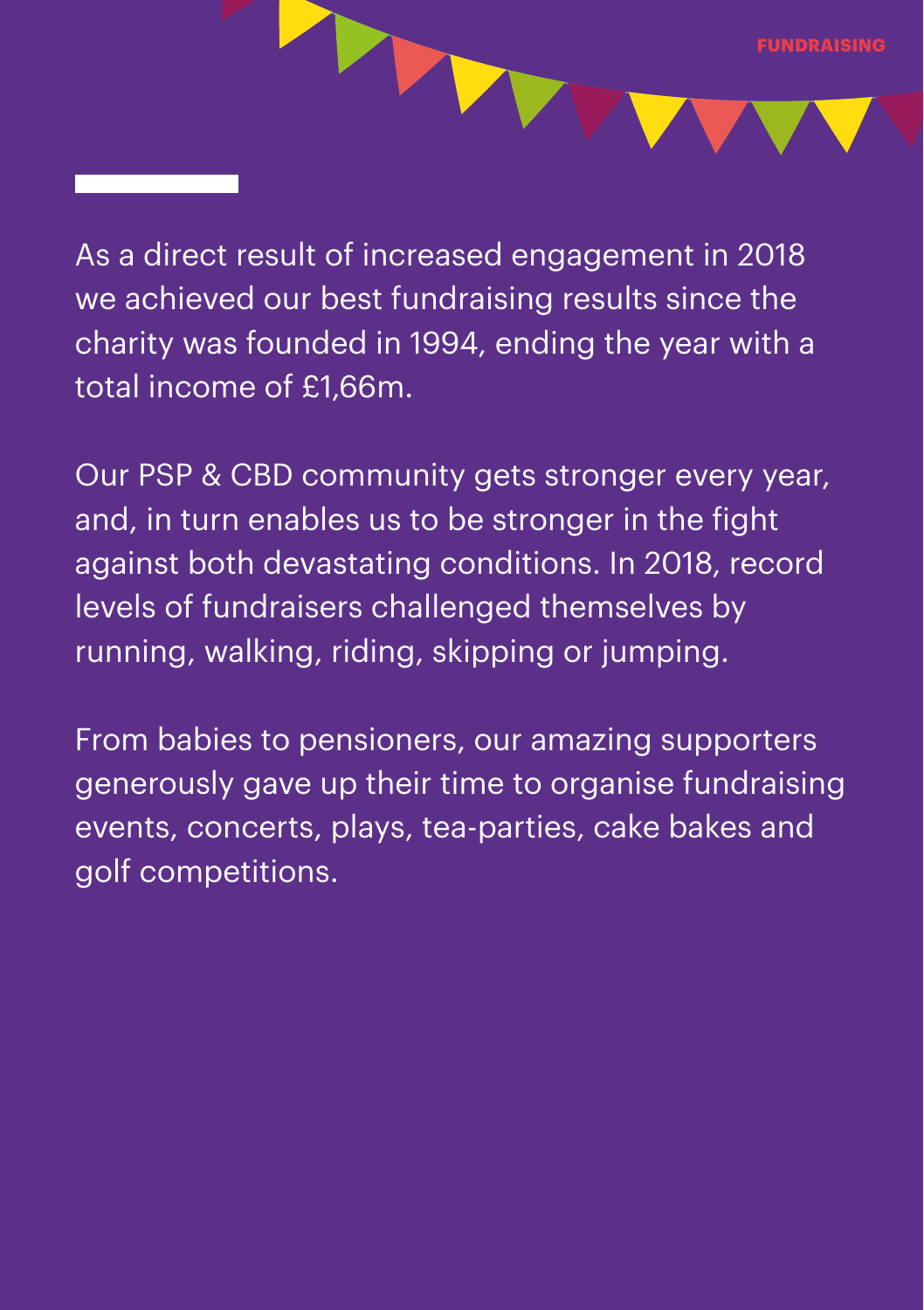As a direct result of increased engagement in 2018 we achieved our best fundraising results since the charity was founded in 1994, ending the year with a total income of £1,66m.

Our PSP & CBD community gets stronger every year, and, in turn enables us to be stronger in the fight against both devastating conditions. In 2018, record levels of fundraisers challenged themselves by running, walking, riding, skipping or jumping.

From babies to pensioners, our amazing supporters generously gave up their time to organise fundraising events, concerts, plays, tea-parties, cake bakes and golf competitions.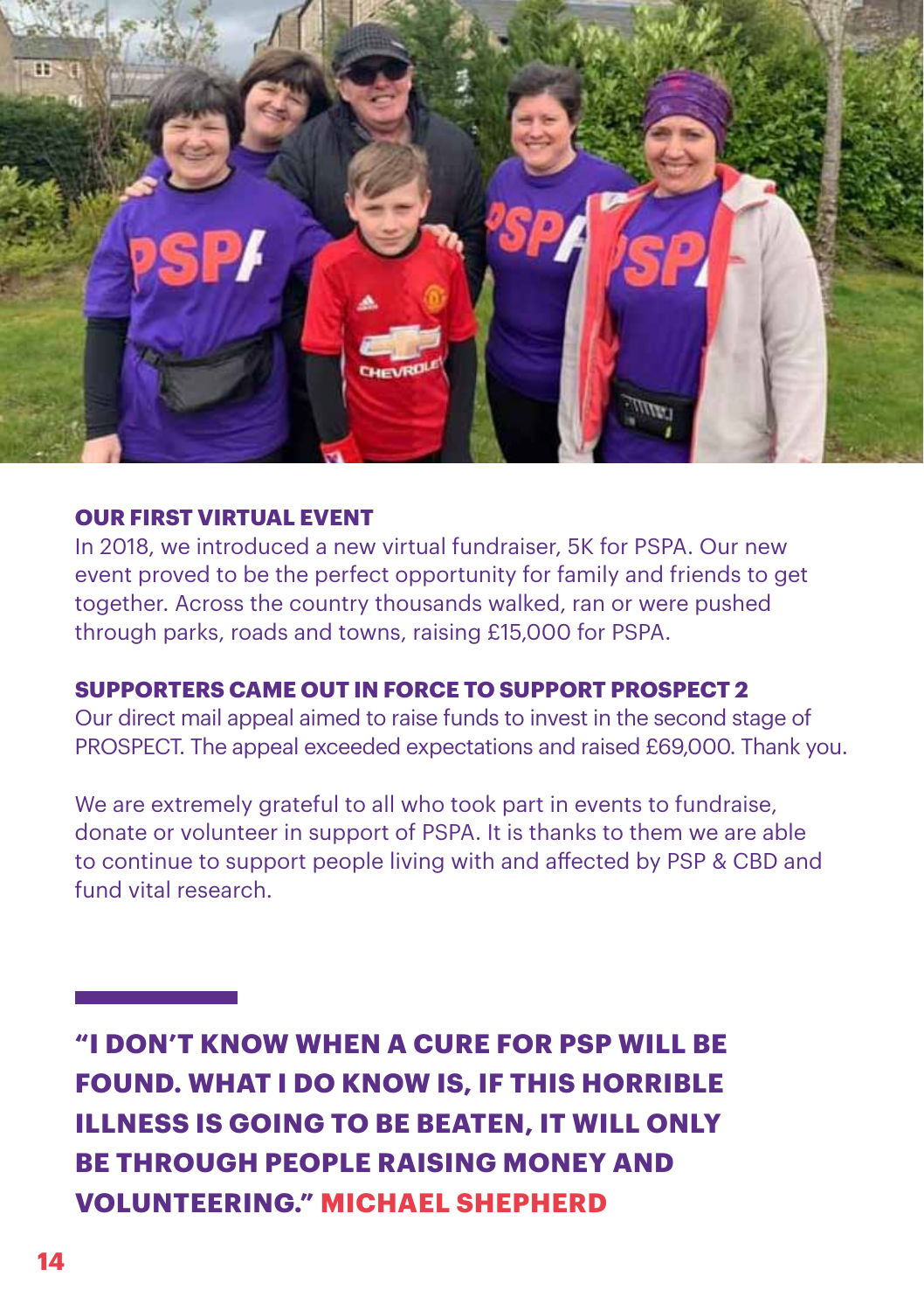### OUR FIRST VIRTUAL EVENT

In 2018, we introduced a new virtual fundraiser, 5K for PSPA. Our new event proved to be the perfect opportunity for family and friends to get together. Across the country thousands walked, ran or were pushed through parks, roads and towns, raising £15,000 for PSPA.

### SUPPORTERS CAME OUT IN FORCE TO SUPPORT PROSPECT 2

Our direct mail appeal aimed to raise funds to invest in the second stage of PROSPECT. The appeal exceeded expectations and raised £69,000. Thank you.

We are extremely grateful to all who took part in events to fundraise, donate or volunteer in support of PSPA. It is thanks to them we are able to continue to support people living with and affected by PSP & CBD and fund vital research.

**"I DON'T KNOW WHEN A CURE FOR PSP WILL BE FOUND. WHAT I DO KNOW IS, IF THIS HORRIBLE ILLNESS IS GOING TO BE BEATEN, IT WILL ONLY BE THROUGH PEOPLE RAISING MONEY AND VOLUNTEERING." MICHAEL SHEPHERD**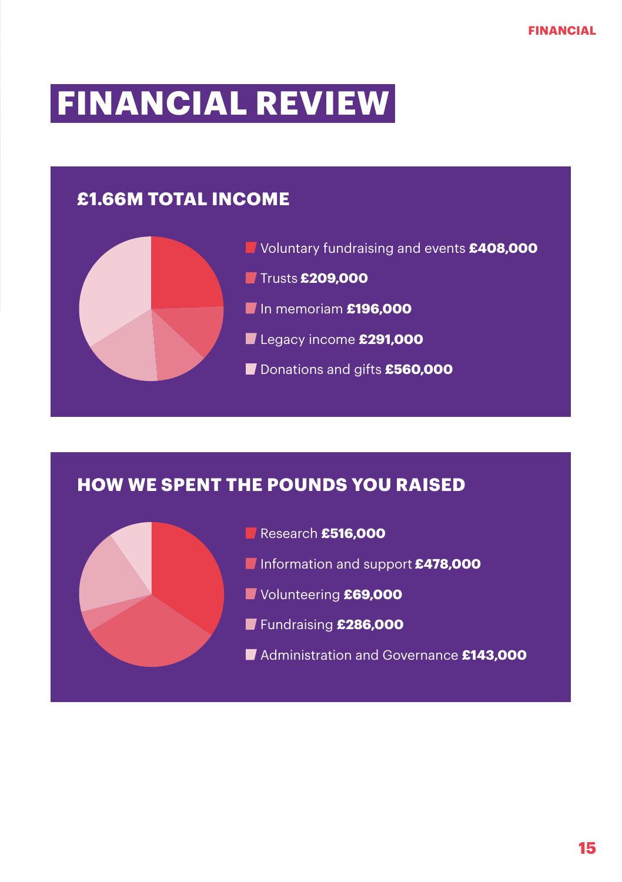# FINANCIAL REVIEW

## £1.66M TOTAL INCOME

- Voluntary fundraising and events **£408,000**
- Trusts **£209,000**
- In memoriam **£196,000**
- Legacy income **£291,000**
- Donations and gifts **£560,000**

## HOW WE SPENT THE POUNDS YOU RAISED

- Research **£516,000**
- Information and support **£478,000**
- Volunteering **£69,000**
- Fundraising **£286,000**
- Administration and Governance **£143,000**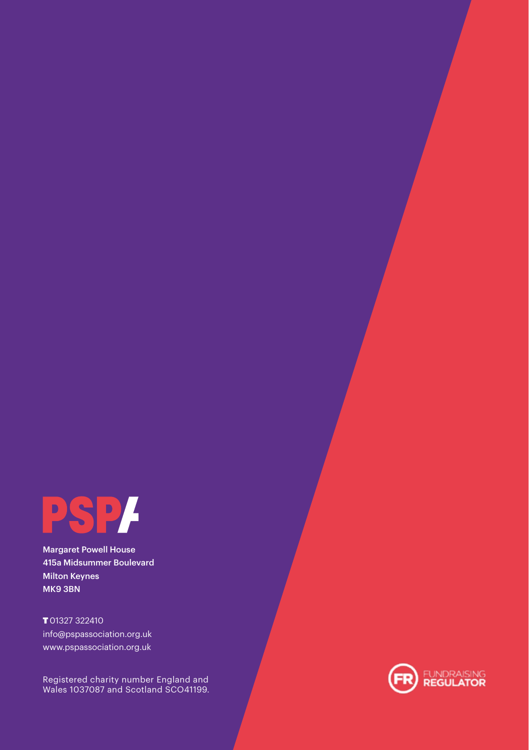PSPA

**Margaret Powell House**
**415a Midsummer Boulevard**
**Milton Keynes**
**MK9 3BN**

**T** 01327 322410
info@pspassociation.org.uk
www.pspassociation.org.uk

Registered charity number England and Wales 1037087 and Scotland SCO41199.

FUNDRAISING REGULATOR